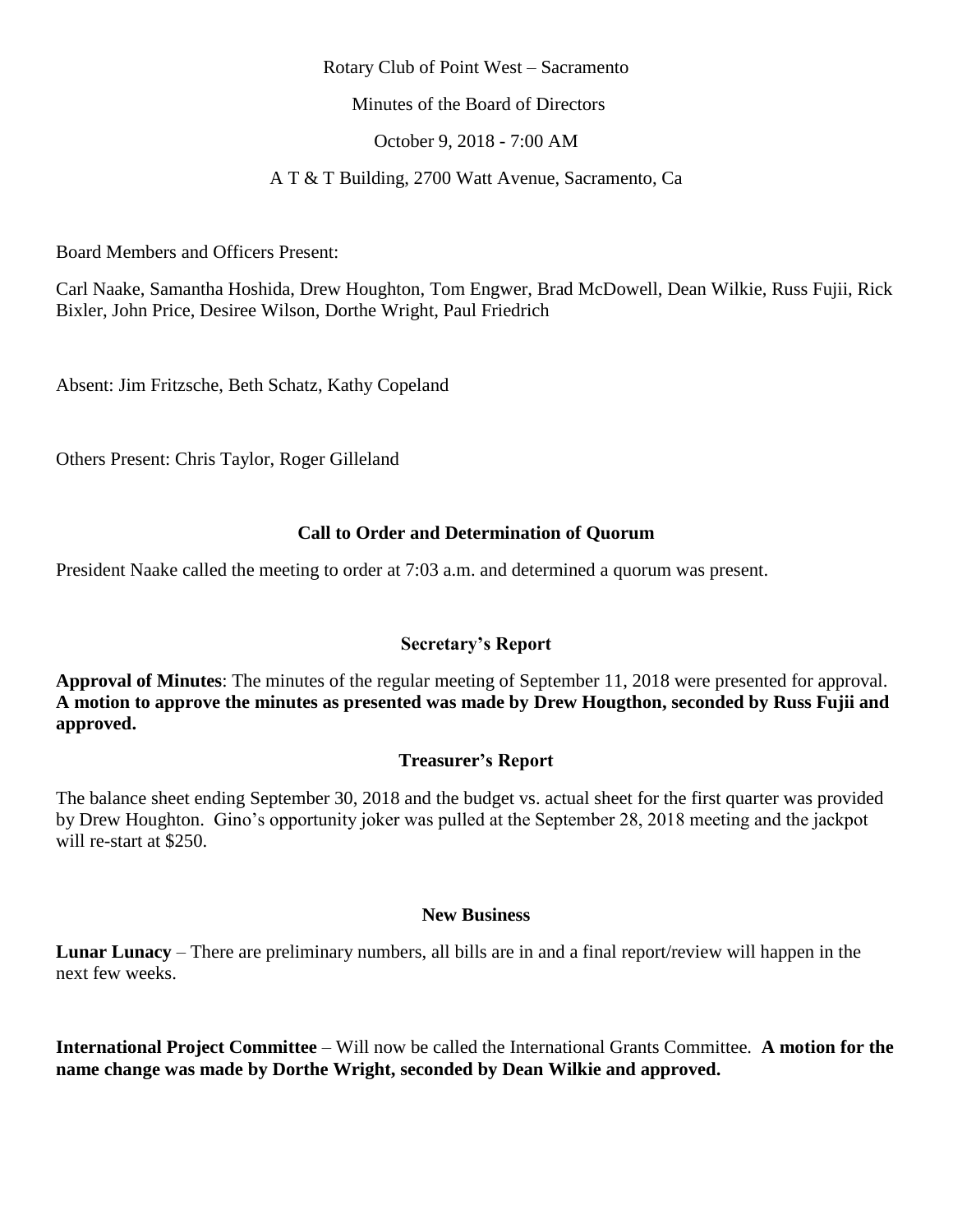Rotary Club of Point West – Sacramento

Minutes of the Board of Directors

October 9, 2018 - 7:00 AM

A T & T Building, 2700 Watt Avenue, Sacramento, Ca

Board Members and Officers Present:

Carl Naake, Samantha Hoshida, Drew Houghton, Tom Engwer, Brad McDowell, Dean Wilkie, Russ Fujii, Rick Bixler, John Price, Desiree Wilson, Dorthe Wright, Paul Friedrich

Absent: Jim Fritzsche, Beth Schatz, Kathy Copeland

Others Present: Chris Taylor, Roger Gilleland

### Call to Order and Determination of Quorum

President Naake called the meeting to order at 7:03 a.m. and determined a quorum was present.

### Secretary's Report

**Approval of Minutes**: The minutes of the regular meeting of September 11, 2018 were presented for approval. **A motion to approve the minutes as presented was made by Drew Hougthon, seconded by Russ Fujii and approved.**

### Treasurer's Report

The balance sheet ending September 30, 2018 and the budget vs. actual sheet for the first quarter was provided by Drew Houghton. Gino's opportunity joker was pulled at the September 28, 2018 meeting and the jackpot will re-start at $250.

### New Business

**Lunar Lunacy** – There are preliminary numbers, all bills are in and a final report/review will happen in the next few weeks.

**International Project Committee** – Will now be called the International Grants Committee. **A motion for the name change was made by Dorthe Wright, seconded by Dean Wilkie and approved.**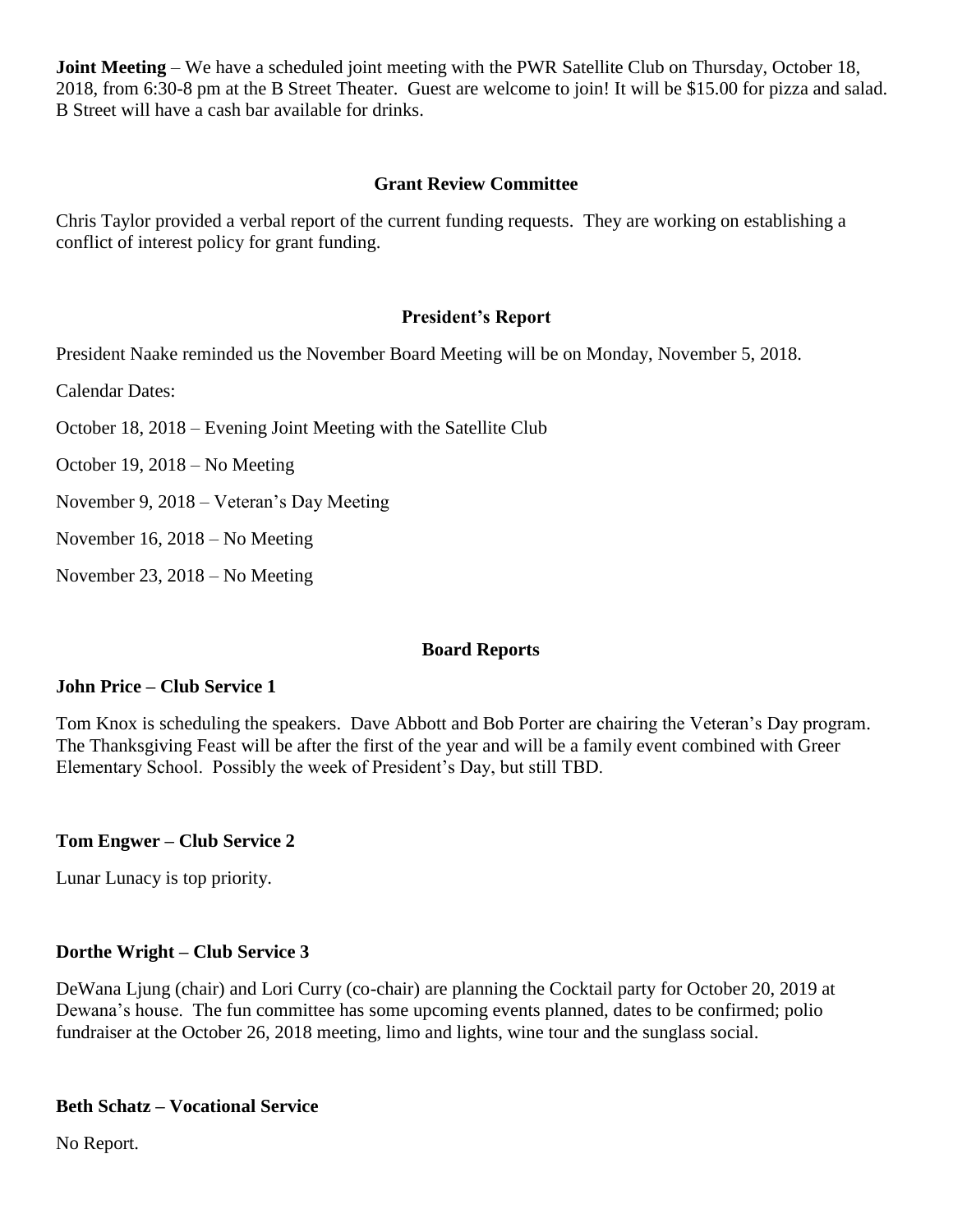**Joint Meeting** – We have a scheduled joint meeting with the PWR Satellite Club on Thursday, October 18, 2018, from 6:30-8 pm at the B Street Theater. Guest are welcome to join! It will be $15.00 for pizza and salad. B Street will have a cash bar available for drinks.

## Grant Review Committee

Chris Taylor provided a verbal report of the current funding requests. They are working on establishing a conflict of interest policy for grant funding.

## President's Report

President Naake reminded us the November Board Meeting will be on Monday, November 5, 2018.

Calendar Dates:

October 18, 2018 – Evening Joint Meeting with the Satellite Club

October 19, 2018 – No Meeting

November 9, 2018 – Veteran's Day Meeting

November 16, 2018 – No Meeting

November 23, 2018 – No Meeting

## Board Reports

### John Price – Club Service 1

Tom Knox is scheduling the speakers. Dave Abbott and Bob Porter are chairing the Veteran's Day program. The Thanksgiving Feast will be after the first of the year and will be a family event combined with Greer Elementary School. Possibly the week of President's Day, but still TBD.

### Tom Engwer – Club Service 2

Lunar Lunacy is top priority.

### Dorthe Wright – Club Service 3

DeWana Ljung (chair) and Lori Curry (co-chair) are planning the Cocktail party for October 20, 2019 at Dewana's house. The fun committee has some upcoming events planned, dates to be confirmed; polio fundraiser at the October 26, 2018 meeting, limo and lights, wine tour and the sunglass social.

### Beth Schatz – Vocational Service

No Report.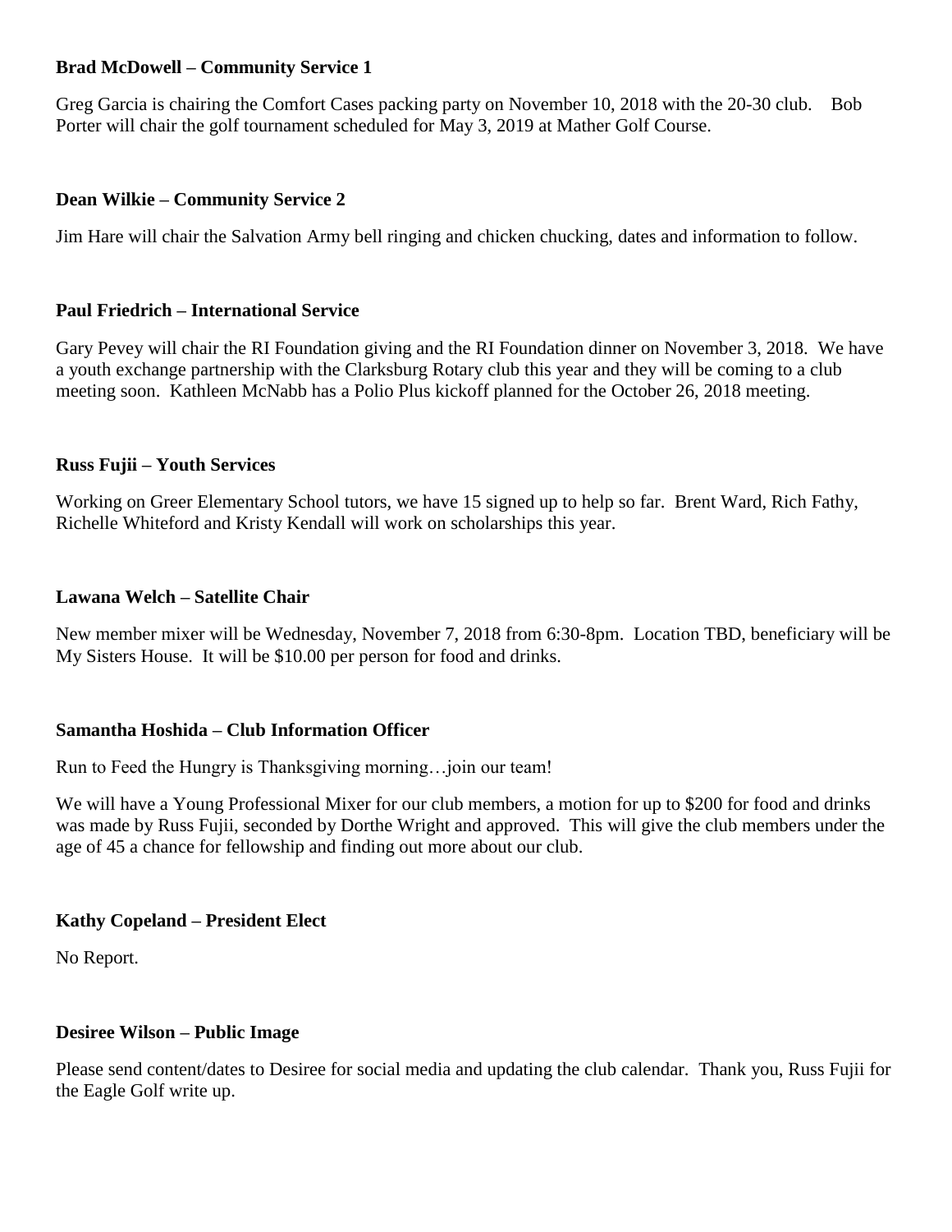**Brad McDowell – Community Service 1**

Greg Garcia is chairing the Comfort Cases packing party on November 10, 2018 with the 20-30 club. Bob Porter will chair the golf tournament scheduled for May 3, 2019 at Mather Golf Course.

**Dean Wilkie – Community Service 2**

Jim Hare will chair the Salvation Army bell ringing and chicken chucking, dates and information to follow.

**Paul Friedrich – International Service**

Gary Pevey will chair the RI Foundation giving and the RI Foundation dinner on November 3, 2018. We have a youth exchange partnership with the Clarksburg Rotary club this year and they will be coming to a club meeting soon. Kathleen McNabb has a Polio Plus kickoff planned for the October 26, 2018 meeting.

**Russ Fujii – Youth Services**

Working on Greer Elementary School tutors, we have 15 signed up to help so far. Brent Ward, Rich Fathy, Richelle Whiteford and Kristy Kendall will work on scholarships this year.

**Lawana Welch – Satellite Chair**

New member mixer will be Wednesday, November 7, 2018 from 6:30-8pm. Location TBD, beneficiary will be My Sisters House. It will be $10.00 per person for food and drinks.

**Samantha Hoshida – Club Information Officer**

Run to Feed the Hungry is Thanksgiving morning…join our team!

We will have a Young Professional Mixer for our club members, a motion for up to $200 for food and drinks was made by Russ Fujii, seconded by Dorthe Wright and approved. This will give the club members under the age of 45 a chance for fellowship and finding out more about our club.

**Kathy Copeland – President Elect**

No Report.

**Desiree Wilson – Public Image**

Please send content/dates to Desiree for social media and updating the club calendar. Thank you, Russ Fujii for the Eagle Golf write up.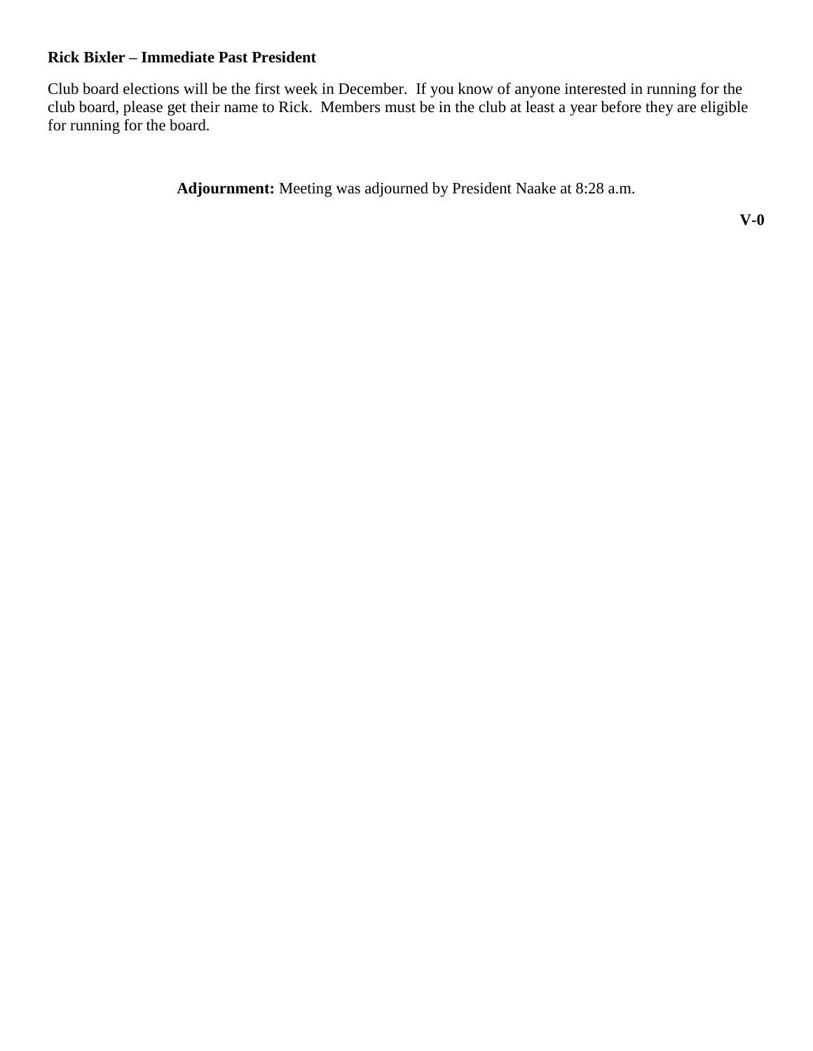**Rick Bixler – Immediate Past President**

Club board elections will be the first week in December. If you know of anyone interested in running for the club board, please get their name to Rick. Members must be in the club at least a year before they are eligible for running for the board.

**Adjournment:** Meeting was adjourned by President Naake at 8:28 a.m.

**V-0**